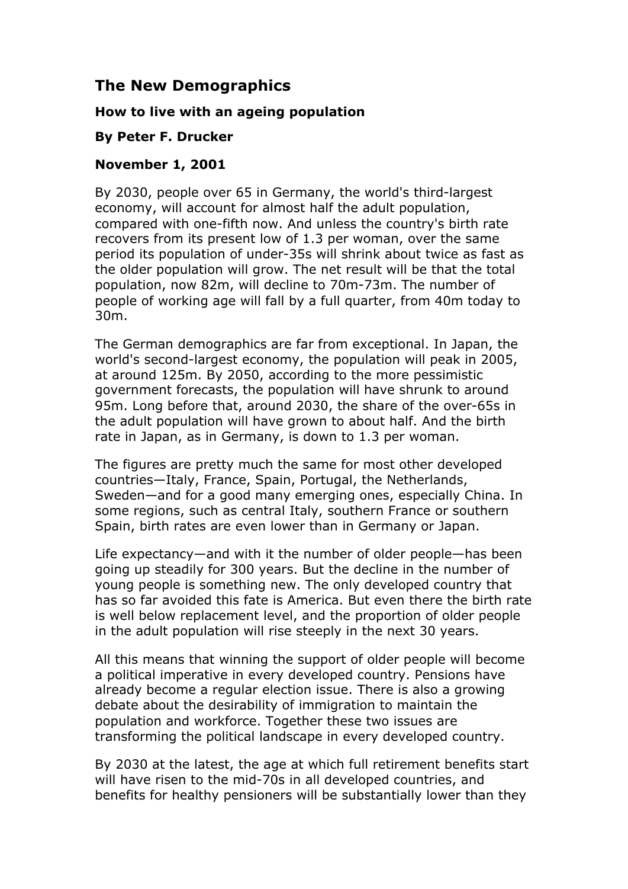# The New Demographics

### How to live with an ageing population

### By Peter F. Drucker

### November 1, 2001

By 2030, people over 65 in Germany, the world's third-largest economy, will account for almost half the adult population, compared with one-fifth now. And unless the country's birth rate recovers from its present low of 1.3 per woman, over the same period its population of under-35s will shrink about twice as fast as the older population will grow. The net result will be that the total population, now 82m, will decline to 70m-73m. The number of people of working age will fall by a full quarter, from 40m today to 30m.

The German demographics are far from exceptional. In Japan, the world's second-largest economy, the population will peak in 2005, at around 125m. By 2050, according to the more pessimistic government forecasts, the population will have shrunk to around 95m. Long before that, around 2030, the share of the over-65s in the adult population will have grown to about half. And the birth rate in Japan, as in Germany, is down to 1.3 per woman.

The figures are pretty much the same for most other developed countries—Italy, France, Spain, Portugal, the Netherlands, Sweden—and for a good many emerging ones, especially China. In some regions, such as central Italy, southern France or southern Spain, birth rates are even lower than in Germany or Japan.

Life expectancy—and with it the number of older people—has been going up steadily for 300 years. But the decline in the number of young people is something new. The only developed country that has so far avoided this fate is America. But even there the birth rate is well below replacement level, and the proportion of older people in the adult population will rise steeply in the next 30 years.

All this means that winning the support of older people will become a political imperative in every developed country. Pensions have already become a regular election issue. There is also a growing debate about the desirability of immigration to maintain the population and workforce. Together these two issues are transforming the political landscape in every developed country.

By 2030 at the latest, the age at which full retirement benefits start will have risen to the mid-70s in all developed countries, and benefits for healthy pensioners will be substantially lower than they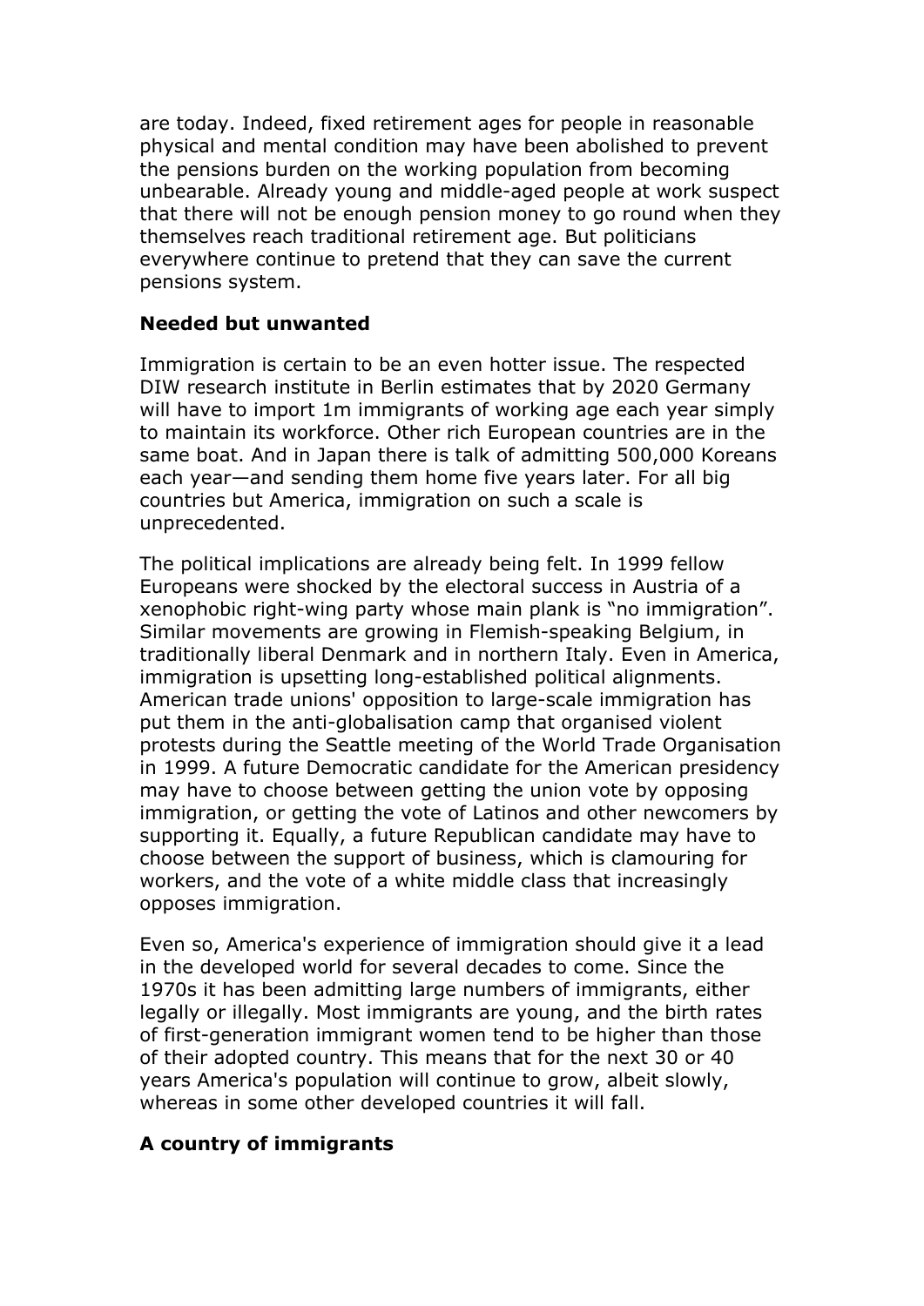are today. Indeed, fixed retirement ages for people in reasonable physical and mental condition may have been abolished to prevent the pensions burden on the working population from becoming unbearable. Already young and middle-aged people at work suspect that there will not be enough pension money to go round when they themselves reach traditional retirement age. But politicians everywhere continue to pretend that they can save the current pensions system.

**Needed but unwanted**

Immigration is certain to be an even hotter issue. The respected DIW research institute in Berlin estimates that by 2020 Germany will have to import 1m immigrants of working age each year simply to maintain its workforce. Other rich European countries are in the same boat. And in Japan there is talk of admitting 500,000 Koreans each year—and sending them home five years later. For all big countries but America, immigration on such a scale is unprecedented.

The political implications are already being felt. In 1999 fellow Europeans were shocked by the electoral success in Austria of a xenophobic right-wing party whose main plank is "no immigration". Similar movements are growing in Flemish-speaking Belgium, in traditionally liberal Denmark and in northern Italy. Even in America, immigration is upsetting long-established political alignments. American trade unions' opposition to large-scale immigration has put them in the anti-globalisation camp that organised violent protests during the Seattle meeting of the World Trade Organisation in 1999. A future Democratic candidate for the American presidency may have to choose between getting the union vote by opposing immigration, or getting the vote of Latinos and other newcomers by supporting it. Equally, a future Republican candidate may have to choose between the support of business, which is clamouring for workers, and the vote of a white middle class that increasingly opposes immigration.

Even so, America's experience of immigration should give it a lead in the developed world for several decades to come. Since the 1970s it has been admitting large numbers of immigrants, either legally or illegally. Most immigrants are young, and the birth rates of first-generation immigrant women tend to be higher than those of their adopted country. This means that for the next 30 or 40 years America's population will continue to grow, albeit slowly, whereas in some other developed countries it will fall.

**A country of immigrants**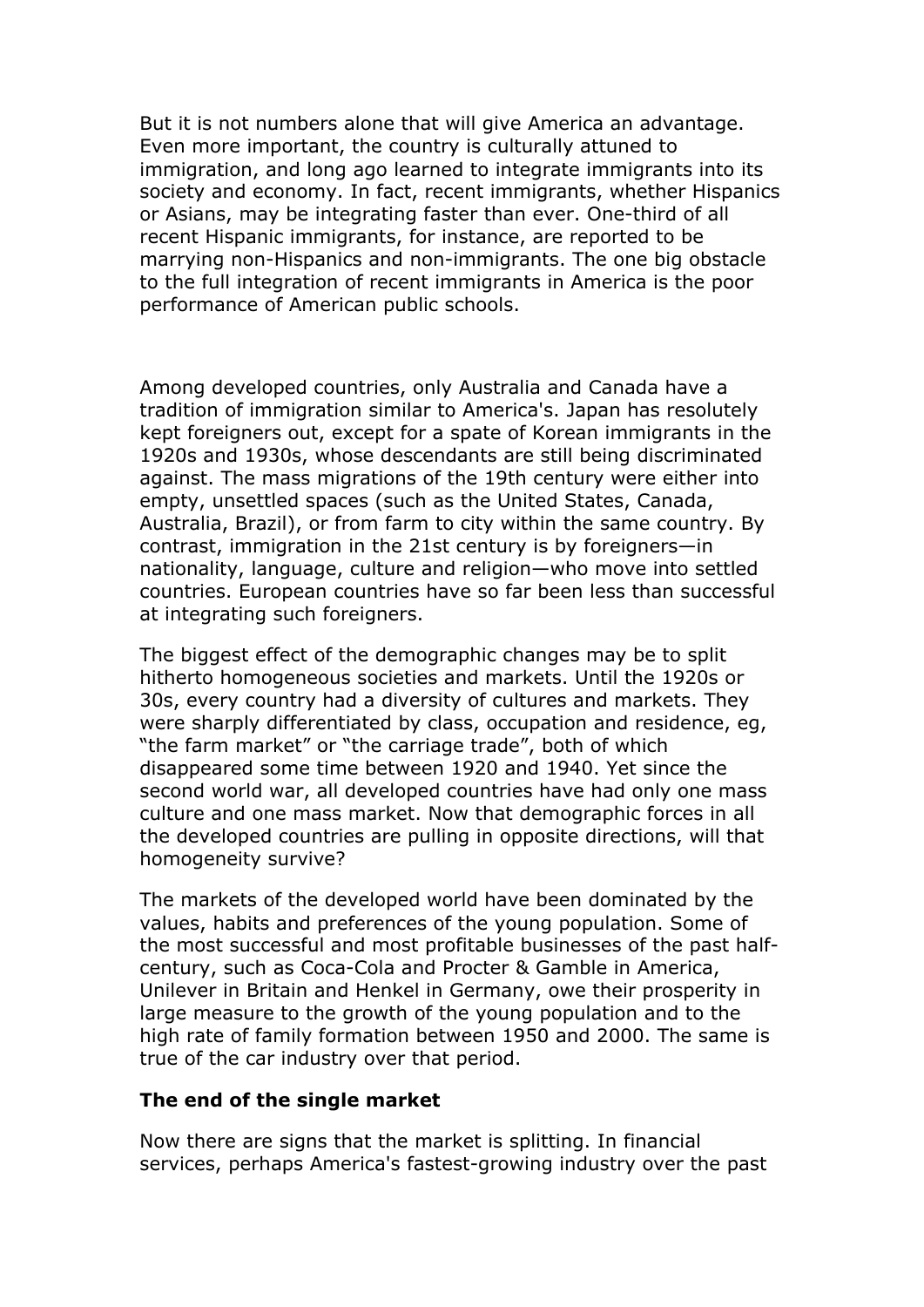But it is not numbers alone that will give America an advantage. Even more important, the country is culturally attuned to immigration, and long ago learned to integrate immigrants into its society and economy. In fact, recent immigrants, whether Hispanics or Asians, may be integrating faster than ever. One-third of all recent Hispanic immigrants, for instance, are reported to be marrying non-Hispanics and non-immigrants. The one big obstacle to the full integration of recent immigrants in America is the poor performance of American public schools.

Among developed countries, only Australia and Canada have a tradition of immigration similar to America's. Japan has resolutely kept foreigners out, except for a spate of Korean immigrants in the 1920s and 1930s, whose descendants are still being discriminated against. The mass migrations of the 19th century were either into empty, unsettled spaces (such as the United States, Canada, Australia, Brazil), or from farm to city within the same country. By contrast, immigration in the 21st century is by foreigners—in nationality, language, culture and religion—who move into settled countries. European countries have so far been less than successful at integrating such foreigners.

The biggest effect of the demographic changes may be to split hitherto homogeneous societies and markets. Until the 1920s or 30s, every country had a diversity of cultures and markets. They were sharply differentiated by class, occupation and residence, eg, "the farm market" or "the carriage trade", both of which disappeared some time between 1920 and 1940. Yet since the second world war, all developed countries have had only one mass culture and one mass market. Now that demographic forces in all the developed countries are pulling in opposite directions, will that homogeneity survive?

The markets of the developed world have been dominated by the values, habits and preferences of the young population. Some of the most successful and most profitable businesses of the past half-century, such as Coca-Cola and Procter & Gamble in America, Unilever in Britain and Henkel in Germany, owe their prosperity in large measure to the growth of the young population and to the high rate of family formation between 1950 and 2000. The same is true of the car industry over that period.

**The end of the single market**

Now there are signs that the market is splitting. In financial services, perhaps America's fastest-growing industry over the past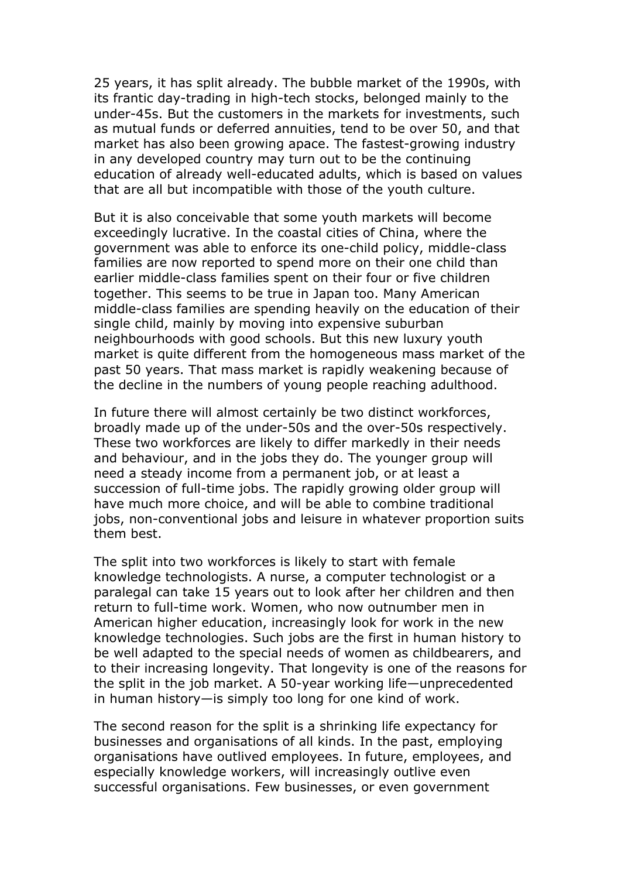25 years, it has split already. The bubble market of the 1990s, with its frantic day-trading in high-tech stocks, belonged mainly to the under-45s. But the customers in the markets for investments, such as mutual funds or deferred annuities, tend to be over 50, and that market has also been growing apace. The fastest-growing industry in any developed country may turn out to be the continuing education of already well-educated adults, which is based on values that are all but incompatible with those of the youth culture.

But it is also conceivable that some youth markets will become exceedingly lucrative. In the coastal cities of China, where the government was able to enforce its one-child policy, middle-class families are now reported to spend more on their one child than earlier middle-class families spent on their four or five children together. This seems to be true in Japan too. Many American middle-class families are spending heavily on the education of their single child, mainly by moving into expensive suburban neighbourhoods with good schools. But this new luxury youth market is quite different from the homogeneous mass market of the past 50 years. That mass market is rapidly weakening because of the decline in the numbers of young people reaching adulthood.

In future there will almost certainly be two distinct workforces, broadly made up of the under-50s and the over-50s respectively. These two workforces are likely to differ markedly in their needs and behaviour, and in the jobs they do. The younger group will need a steady income from a permanent job, or at least a succession of full-time jobs. The rapidly growing older group will have much more choice, and will be able to combine traditional jobs, non-conventional jobs and leisure in whatever proportion suits them best.

The split into two workforces is likely to start with female knowledge technologists. A nurse, a computer technologist or a paralegal can take 15 years out to look after her children and then return to full-time work. Women, who now outnumber men in American higher education, increasingly look for work in the new knowledge technologies. Such jobs are the first in human history to be well adapted to the special needs of women as childbearers, and to their increasing longevity. That longevity is one of the reasons for the split in the job market. A 50-year working life—unprecedented in human history—is simply too long for one kind of work.

The second reason for the split is a shrinking life expectancy for businesses and organisations of all kinds. In the past, employing organisations have outlived employees. In future, employees, and especially knowledge workers, will increasingly outlive even successful organisations. Few businesses, or even government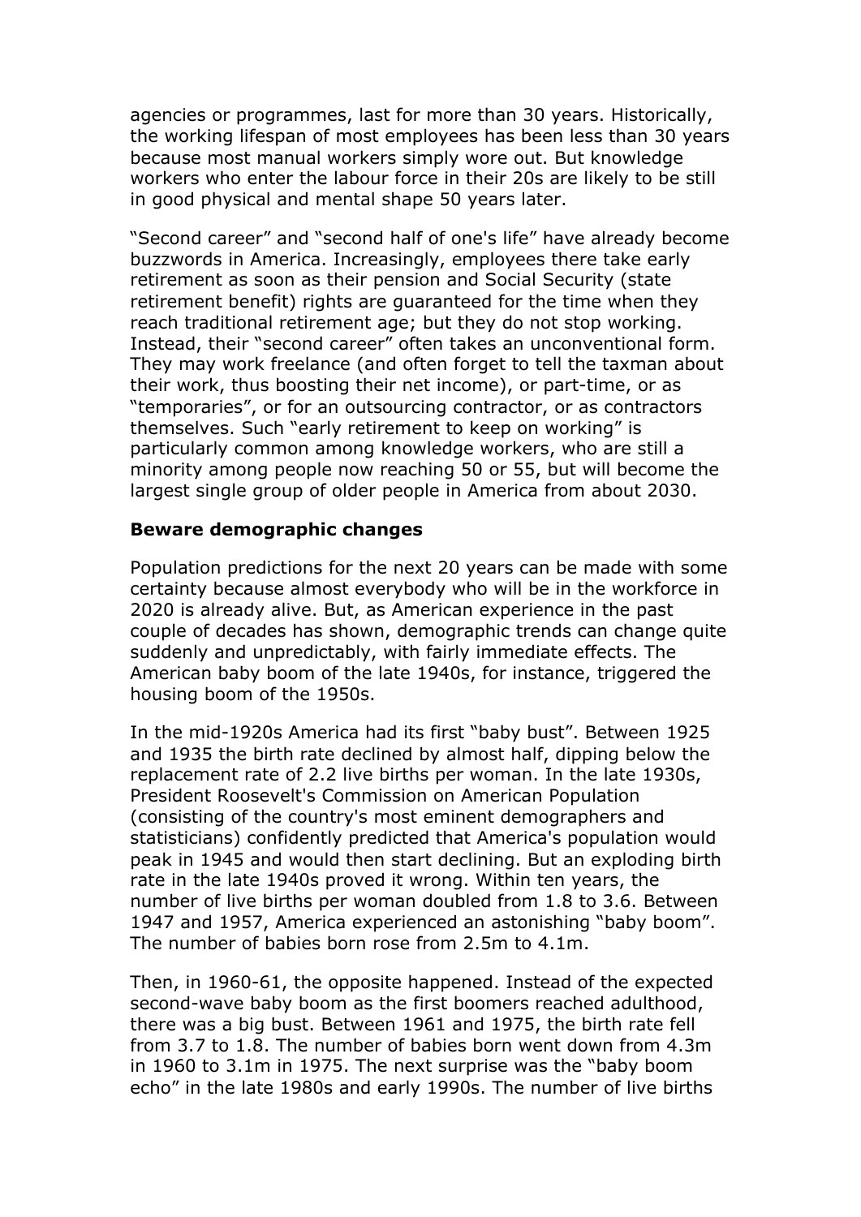agencies or programmes, last for more than 30 years. Historically, the working lifespan of most employees has been less than 30 years because most manual workers simply wore out. But knowledge workers who enter the labour force in their 20s are likely to be still in good physical and mental shape 50 years later.

"Second career" and "second half of one's life" have already become buzzwords in America. Increasingly, employees there take early retirement as soon as their pension and Social Security (state retirement benefit) rights are guaranteed for the time when they reach traditional retirement age; but they do not stop working. Instead, their "second career" often takes an unconventional form. They may work freelance (and often forget to tell the taxman about their work, thus boosting their net income), or part-time, or as "temporaries", or for an outsourcing contractor, or as contractors themselves. Such "early retirement to keep on working" is particularly common among knowledge workers, who are still a minority among people now reaching 50 or 55, but will become the largest single group of older people in America from about 2030.

**Beware demographic changes**

Population predictions for the next 20 years can be made with some certainty because almost everybody who will be in the workforce in 2020 is already alive. But, as American experience in the past couple of decades has shown, demographic trends can change quite suddenly and unpredictably, with fairly immediate effects. The American baby boom of the late 1940s, for instance, triggered the housing boom of the 1950s.

In the mid-1920s America had its first "baby bust". Between 1925 and 1935 the birth rate declined by almost half, dipping below the replacement rate of 2.2 live births per woman. In the late 1930s, President Roosevelt's Commission on American Population (consisting of the country's most eminent demographers and statisticians) confidently predicted that America's population would peak in 1945 and would then start declining. But an exploding birth rate in the late 1940s proved it wrong. Within ten years, the number of live births per woman doubled from 1.8 to 3.6. Between 1947 and 1957, America experienced an astonishing "baby boom". The number of babies born rose from 2.5m to 4.1m.

Then, in 1960-61, the opposite happened. Instead of the expected second-wave baby boom as the first boomers reached adulthood, there was a big bust. Between 1961 and 1975, the birth rate fell from 3.7 to 1.8. The number of babies born went down from 4.3m in 1960 to 3.1m in 1975. The next surprise was the "baby boom echo" in the late 1980s and early 1990s. The number of live births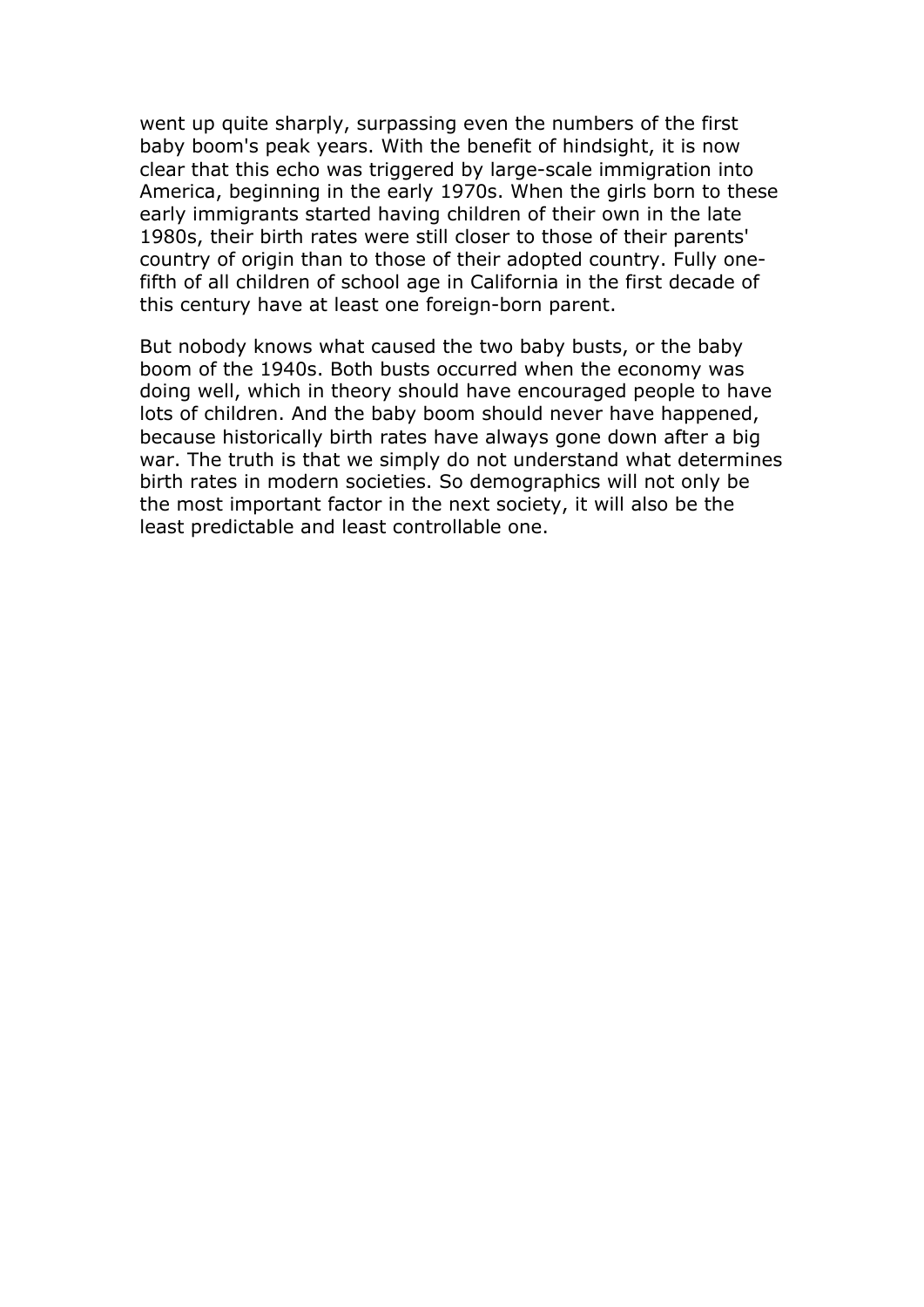went up quite sharply, surpassing even the numbers of the first baby boom's peak years. With the benefit of hindsight, it is now clear that this echo was triggered by large-scale immigration into America, beginning in the early 1970s. When the girls born to these early immigrants started having children of their own in the late 1980s, their birth rates were still closer to those of their parents' country of origin than to those of their adopted country. Fully one-fifth of all children of school age in California in the first decade of this century have at least one foreign-born parent.

But nobody knows what caused the two baby busts, or the baby boom of the 1940s. Both busts occurred when the economy was doing well, which in theory should have encouraged people to have lots of children. And the baby boom should never have happened, because historically birth rates have always gone down after a big war. The truth is that we simply do not understand what determines birth rates in modern societies. So demographics will not only be the most important factor in the next society, it will also be the least predictable and least controllable one.